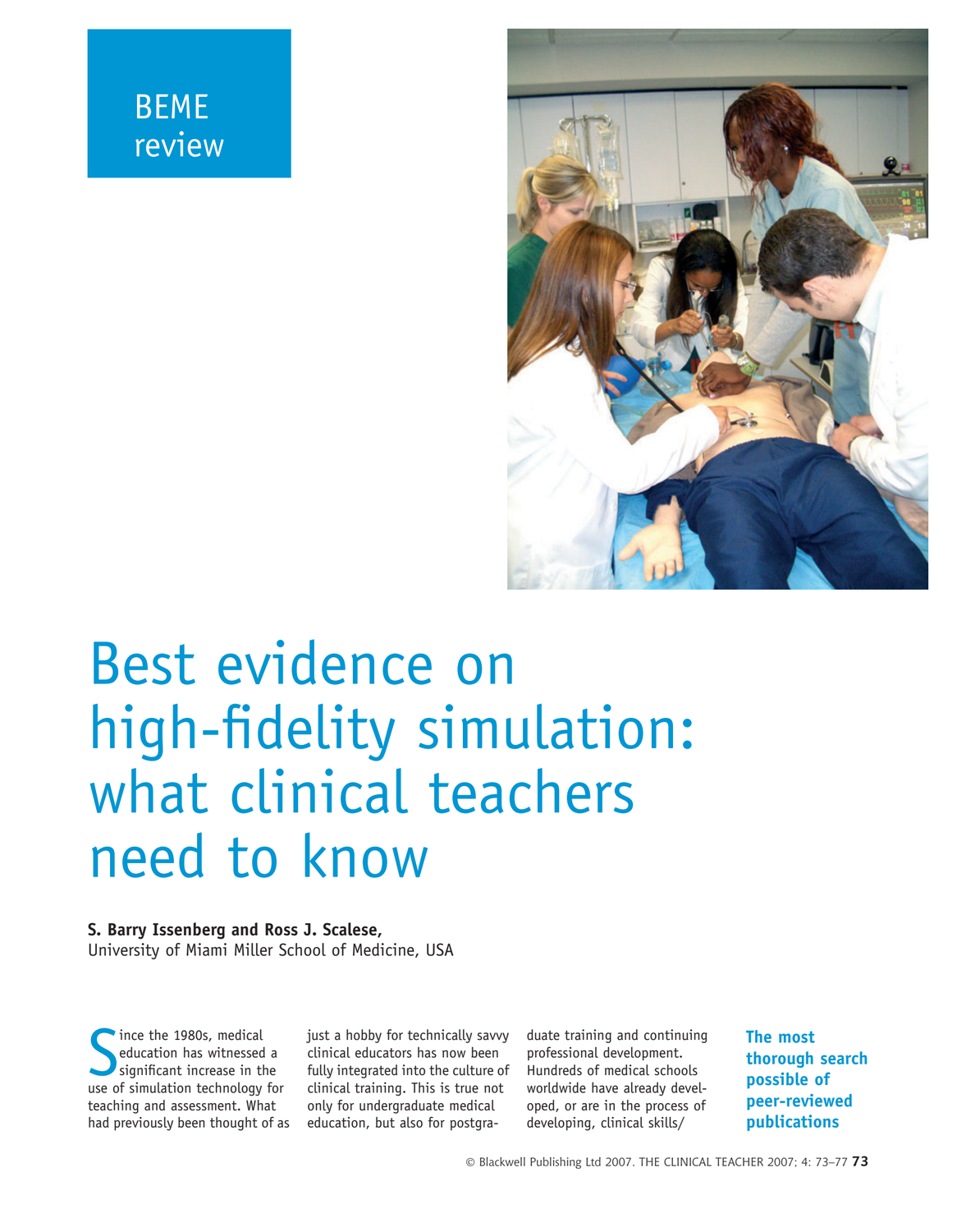BEME review

# Best evidence on high-fidelity simulation: what clinical teachers need to know

**S. Barry Issenberg and Ross J. Scalese,**
University of Miami Miller School of Medicine, USA

Since the 1980s, medical education has witnessed a significant increase in the use of simulation technology for teaching and assessment. What had previously been thought of as just a hobby for technically savvy clinical educators has now been fully integrated into the culture of clinical training. This is true not only for undergraduate medical education, but also for postgraduate training and continuing professional development. Hundreds of medical schools worldwide have already developed, or are in the process of developing, clinical skills/

**The most thorough search possible of peer-reviewed publications**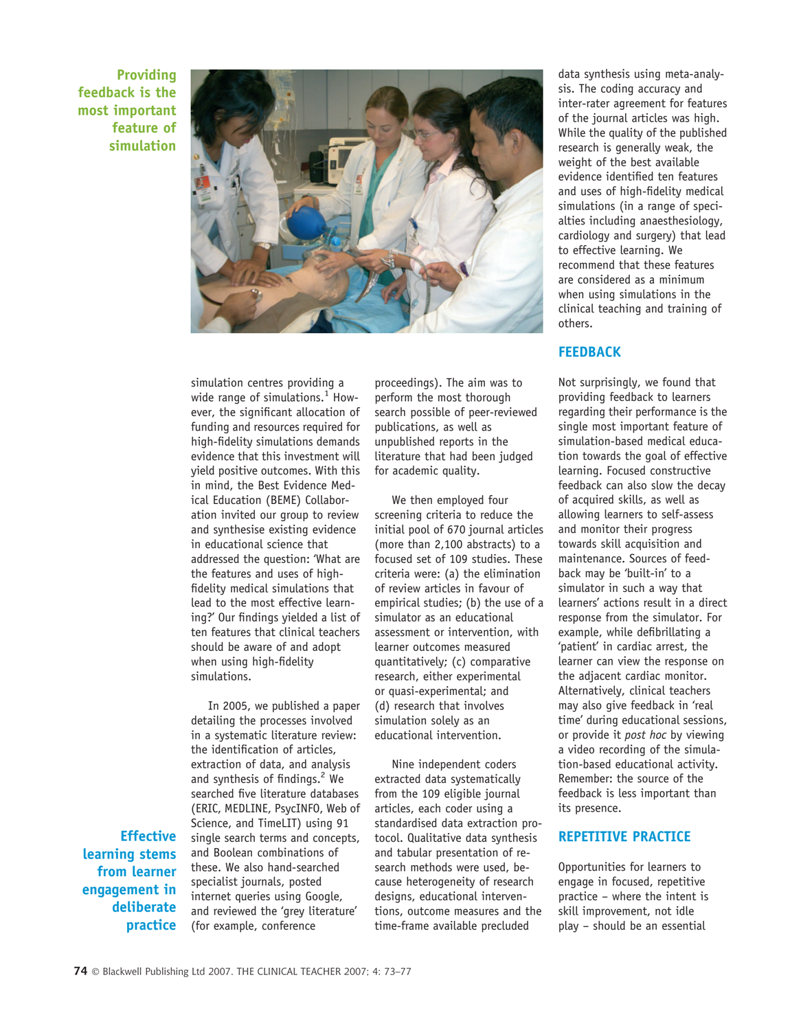**Providing feedback is the most important feature of simulation**

simulation centres providing a wide range of simulations.[1] However, the significant allocation of funding and resources required for high-fidelity simulations demands evidence that this investment will yield positive outcomes. With this in mind, the Best Evidence Medical Education (BEME) Collaboration invited our group to review and synthesise existing evidence in educational science that addressed the question: 'What are the features and uses of high-fidelity medical simulations that lead to the most effective learning?' Our findings yielded a list of ten features that clinical teachers should be aware of and adopt when using high-fidelity simulations.

In 2005, we published a paper detailing the processes involved in a systematic literature review: the identification of articles, extraction of data, and analysis and synthesis of findings.[2] We searched five literature databases (ERIC, MEDLINE, PsycINFO, Web of Science, and TimeLIT) using 91 single search terms and concepts, and Boolean combinations of these. We also hand-searched specialist journals, posted internet queries using Google, and reviewed the 'grey literature' (for example, conference proceedings). The aim was to perform the most thorough search possible of peer-reviewed publications, as well as unpublished reports in the literature that had been judged for academic quality.

**Effective learning stems from learner engagement in deliberate practice**

We then employed four screening criteria to reduce the initial pool of 670 journal articles (more than 2,100 abstracts) to a focused set of 109 studies. These criteria were: (a) the elimination of review articles in favour of empirical studies; (b) the use of a simulator as an educational assessment or intervention, with learner outcomes measured quantitatively; (c) comparative research, either experimental or quasi-experimental; and (d) research that involves simulation solely as an educational intervention.

Nine independent coders extracted data systematically from the 109 eligible journal articles, each coder using a standardised data extraction protocol. Qualitative data synthesis and tabular presentation of research methods were used, because heterogeneity of research designs, educational interventions, outcome measures and the time-frame available precluded data synthesis using meta-analysis. The coding accuracy and inter-rater agreement for features of the journal articles was high. While the quality of the published research is generally weak, the weight of the best available evidence identified ten features and uses of high-fidelity medical simulations (in a range of specialties including anaesthesiology, cardiology and surgery) that lead to effective learning. We recommend that these features are considered as a minimum when using simulations in the clinical teaching and training of others.

## FEEDBACK

Not surprisingly, we found that providing feedback to learners regarding their performance is the single most important feature of simulation-based medical education towards the goal of effective learning. Focused constructive feedback can also slow the decay of acquired skills, as well as allowing learners to self-assess and monitor their progress towards skill acquisition and maintenance. Sources of feedback may be 'built-in' to a simulator in such a way that learners' actions result in a direct response from the simulator. For example, while defibrillating a 'patient' in cardiac arrest, the learner can view the response on the adjacent cardiac monitor. Alternatively, clinical teachers may also give feedback in 'real time' during educational sessions, or provide it *post hoc* by viewing a video recording of the simulation-based educational activity. Remember: the source of the feedback is less important than its presence.

## REPETITIVE PRACTICE

Opportunities for learners to engage in focused, repetitive practice – where the intent is skill improvement, not idle play – should be an essential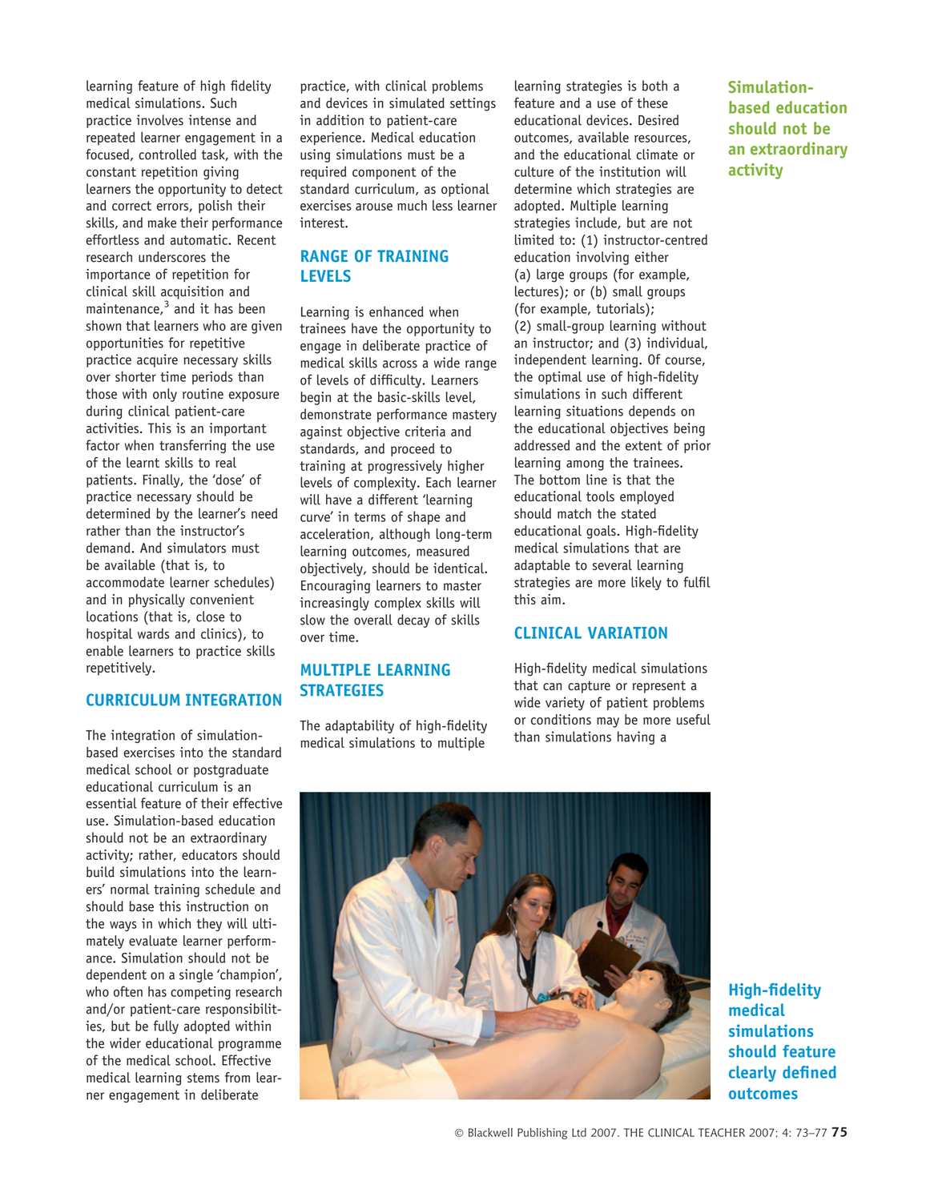learning feature of high fidelity medical simulations. Such practice involves intense and repeated learner engagement in a focused, controlled task, with the constant repetition giving learners the opportunity to detect and correct errors, polish their skills, and make their performance effortless and automatic. Recent research underscores the importance of repetition for clinical skill acquisition and maintenance,[3] and it has been shown that learners who are given opportunities for repetitive practice acquire necessary skills over shorter time periods than those with only routine exposure during clinical patient-care activities. This is an important factor when transferring the use of the learnt skills to real patients. Finally, the 'dose' of practice necessary should be determined by the learner's need rather than the instructor's demand. And simulators must be available (that is, to accommodate learner schedules) and in physically convenient locations (that is, close to hospital wards and clinics), to enable learners to practice skills repetitively.

## CURRICULUM INTEGRATION

The integration of simulation-based exercises into the standard medical school or postgraduate educational curriculum is an essential feature of their effective use. Simulation-based education should not be an extraordinary activity; rather, educators should build simulations into the learners' normal training schedule and should base this instruction on the ways in which they will ultimately evaluate learner performance. Simulation should not be dependent on a single 'champion', who often has competing research and/or patient-care responsibilities, but be fully adopted within the wider educational programme of the medical school. Effective medical learning stems from learner engagement in deliberate practice, with clinical problems and devices in simulated settings in addition to patient-care experience. Medical education using simulations must be a required component of the standard curriculum, as optional exercises arouse much less learner interest.

**Simulation-based education should not be an extraordinary activity**

## RANGE OF TRAINING LEVELS

Learning is enhanced when trainees have the opportunity to engage in deliberate practice of medical skills across a wide range of levels of difficulty. Learners begin at the basic-skills level, demonstrate performance mastery against objective criteria and standards, and proceed to training at progressively higher levels of complexity. Each learner will have a different 'learning curve' in terms of shape and acceleration, although long-term learning outcomes, measured objectively, should be identical. Encouraging learners to master increasingly complex skills will slow the overall decay of skills over time.

## MULTIPLE LEARNING STRATEGIES

The adaptability of high-fidelity medical simulations to multiple learning strategies is both a feature and a use of these educational devices. Desired outcomes, available resources, and the educational climate or culture of the institution will determine which strategies are adopted. Multiple learning strategies include, but are not limited to: (1) instructor-centred education involving either (a) large groups (for example, lectures); or (b) small groups (for example, tutorials); (2) small-group learning without an instructor; and (3) individual, independent learning. Of course, the optimal use of high-fidelity simulations in such different learning situations depends on the educational objectives being addressed and the extent of prior learning among the trainees. The bottom line is that the educational tools employed should match the stated educational goals. High-fidelity medical simulations that are adaptable to several learning strategies are more likely to fulfil this aim.

## CLINICAL VARIATION

High-fidelity medical simulations that can capture or represent a wide variety of patient problems or conditions may be more useful than simulations having a

**High-fidelity medical simulations should feature clearly defined outcomes**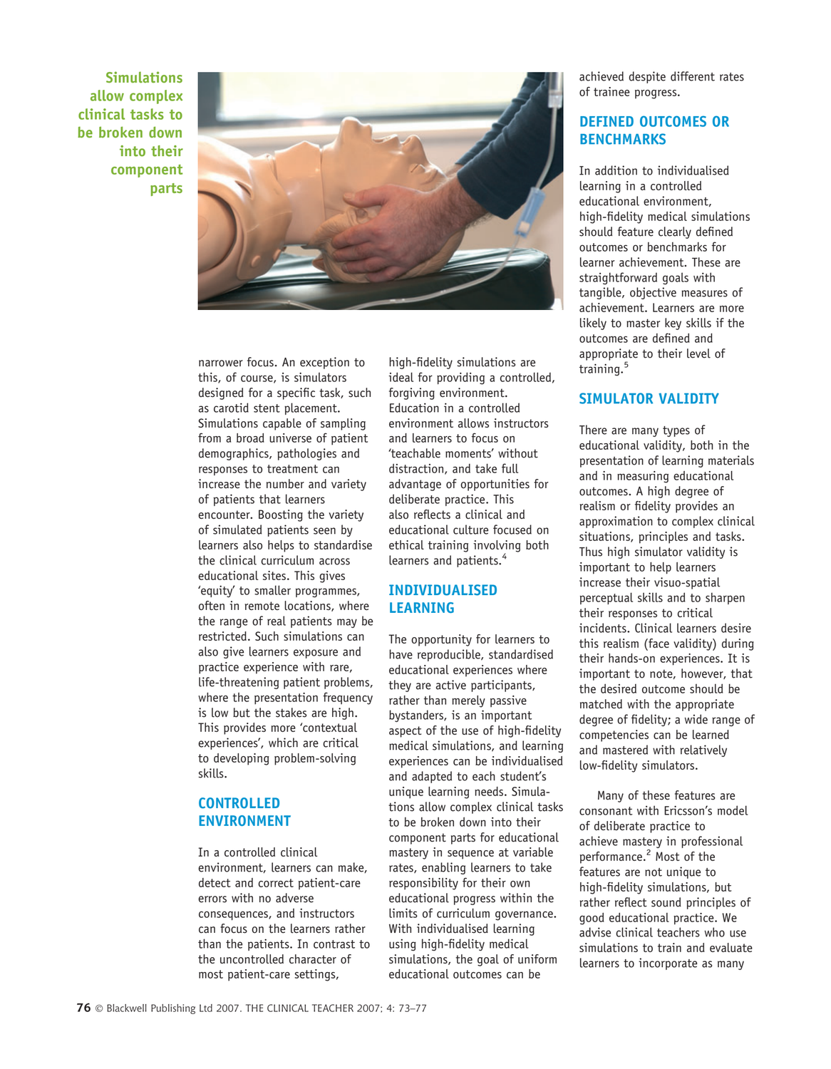**Simulations allow complex clinical tasks to be broken down into their component parts**

narrower focus. An exception to this, of course, is simulators designed for a specific task, such as carotid stent placement. Simulations capable of sampling from a broad universe of patient demographics, pathologies and responses to treatment can increase the number and variety of patients that learners encounter. Boosting the variety of simulated patients seen by learners also helps to standardise the clinical curriculum across educational sites. This gives 'equity' to smaller programmes, often in remote locations, where the range of real patients may be restricted. Such simulations can also give learners exposure and practice experience with rare, life-threatening patient problems, where the presentation frequency is low but the stakes are high. This provides more 'contextual experiences', which are critical to developing problem-solving skills.

## CONTROLLED ENVIRONMENT

In a controlled clinical environment, learners can make, detect and correct patient-care errors with no adverse consequences, and instructors can focus on the learners rather than the patients. In contrast to the uncontrolled character of most patient-care settings, high-fidelity simulations are ideal for providing a controlled, forgiving environment. Education in a controlled environment allows instructors and learners to focus on 'teachable moments' without distraction, and take full advantage of opportunities for deliberate practice. This also reflects a clinical and educational culture focused on ethical training involving both learners and patients.[4]

## INDIVIDUALISED LEARNING

The opportunity for learners to have reproducible, standardised educational experiences where they are active participants, rather than merely passive bystanders, is an important aspect of the use of high-fidelity medical simulations, and learning experiences can be individualised and adapted to each student's unique learning needs. Simulations allow complex clinical tasks to be broken down into their component parts for educational mastery in sequence at variable rates, enabling learners to take responsibility for their own educational progress within the limits of curriculum governance. With individualised learning using high-fidelity medical simulations, the goal of uniform educational outcomes can be achieved despite different rates of trainee progress.

## DEFINED OUTCOMES OR BENCHMARKS

In addition to individualised learning in a controlled educational environment, high-fidelity medical simulations should feature clearly defined outcomes or benchmarks for learner achievement. These are straightforward goals with tangible, objective measures of achievement. Learners are more likely to master key skills if the outcomes are defined and appropriate to their level of training.[5]

## SIMULATOR VALIDITY

There are many types of educational validity, both in the presentation of learning materials and in measuring educational outcomes. A high degree of realism or fidelity provides an approximation to complex clinical situations, principles and tasks. Thus high simulator validity is important to help learners increase their visuo-spatial perceptual skills and to sharpen their responses to critical incidents. Clinical learners desire this realism (face validity) during their hands-on experiences. It is important to note, however, that the desired outcome should be matched with the appropriate degree of fidelity; a wide range of competencies can be learned and mastered with relatively low-fidelity simulators.

Many of these features are consonant with Ericsson's model of deliberate practice to achieve mastery in professional performance.[2] Most of the features are not unique to high-fidelity simulations, but rather reflect sound principles of good educational practice. We advise clinical teachers who use simulations to train and evaluate learners to incorporate as many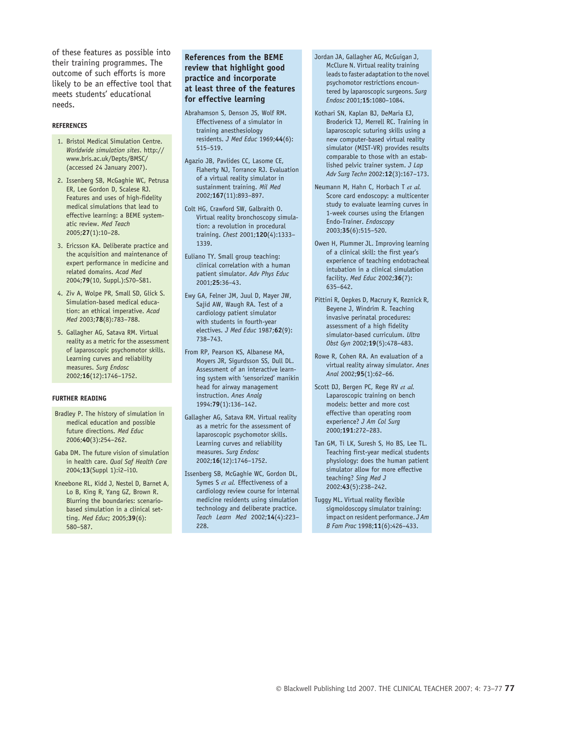of these features as possible into their training programmes. The outcome of such efforts is more likely to be an effective tool that meets students' educational needs.

### REFERENCES

1. Bristol Medical Simulation Centre. *Worldwide simulation sites*. http://www.bris.ac.uk/Depts/BMSC/ (accessed 24 January 2007).
2. Issenberg SB, McGaghie WC, Petrusa ER, Lee Gordon D, Scalese RJ. Features and uses of high-fidelity medical simulations that lead to effective learning: a BEME systematic review. *Med Teach* 2005;**27**(1):10–28.
3. Ericsson KA. Deliberate practice and the acquisition and maintenance of expert performance in medicine and related domains. *Acad Med* 2004;**79**(10, Suppl.):S70–S81.
4. Ziv A, Wolpe PR, Small SD, Glick S. Simulation-based medical education: an ethical imperative. *Acad Med* 2003;**78**(8):783–788.
5. Gallagher AG, Satava RM. Virtual reality as a metric for the assessment of laparoscopic psychomotor skills. Learning curves and reliability measures. *Surg Endosc* 2002;**16**(12):1746–1752.

### FURTHER READING

Bradley P. The history of simulation in medical education and possible future directions. *Med Educ* 2006;**40**(3):254–262.

Gaba DM. The future vision of simulation in health care. *Qual Saf Health Care* 2004;**13**(Suppl 1):i2–i10.

Kneebone RL, Kidd J, Nestel D, Barnet A, Lo B, King R, Yang GZ, Brown R. Blurring the boundaries: scenario-based simulation in a clinical setting. *Med Educ*; 2005;**39**(6): 580–587.

### References from the BEME review that highlight good practice and incorporate at least three of the features for effective learning

Abrahamson S, Denson JS, Wolf RM. Effectiveness of a simulator in training anesthesiology residents. *J Med Educ* 1969;**44**(6): 515–519.

Agazio JB, Pavlides CC, Lasome CE, Flaherty NJ, Torrance RJ. Evaluation of a virtual reality simulator in sustainment training. *Mil Med* 2002;**167**(11):893–897.

Colt HG, Crawford SW, Galbraith O. Virtual reality bronchoscopy simulation: a revolution in procedural training. *Chest* 2001;**120**(4):1333–1339.

Euliano TY. Small group teaching: clinical correlation with a human patient simulator. *Adv Phys Educ* 2001;**25**:36–43.

Ewy GA, Felner JM, Juul D, Mayer JW, Sajid AW, Waugh RA. Test of a cardiology patient simulator with students in fourth-year electives. *J Med Educ* 1987;**62**(9): 738–743.

From RP, Pearson KS, Albanese MA, Moyers JR, Sigurdsson SS, Dull DL. Assessment of an interactive learning system with 'sensorized' manikin head for airway management instruction. *Anes Analg* 1994:**79**(1):136–142.

Gallagher AG, Satava RM. Virtual reality as a metric for the assessment of laparoscopic psychomotor skills. Learning curves and reliability measures. *Surg Endosc* 2002;**16**(12):1746–1752.

Issenberg SB, McGaghie WC, Gordon DL, Symes S *et al.* Effectiveness of a cardiology review course for internal medicine residents using simulation technology and deliberate practice. *Teach Learn Med* 2002;**14**(4):223–228.

Jordan JA, Gallagher AG, McGuigan J, McClure N. Virtual reality training leads to faster adaptation to the novel psychomotor restrictions encountered by laparoscopic surgeons. *Surg Endosc* 2001;**15**:1080–1084.

Kothari SN, Kaplan BJ, DeMaria EJ, Broderick TJ, Merrell RC. Training in laparoscopic suturing skills using a new computer-based virtual reality simulator (MIST-VR) provides results comparable to those with an established pelvic trainer system. *J Lap Adv Surg Techn* 2002:**12**(3):167–173.

Neumann M, Hahn C, Horbach T *et al.* Score card endoscopy: a multicenter study to evaluate learning curves in 1-week courses using the Erlangen Endo-Trainer. *Endoscopy* 2003;**35**(6):515–520.

Owen H, Plummer JL. Improving learning of a clinical skill: the first year's experience of teaching endotracheal intubation in a clinical simulation facility. *Med Educ* 2002;**36**(7): 635–642.

Pittini R, Oepkes D, Macrury K, Reznick R, Beyene J, Windrim R. Teaching invasive perinatal procedures: assessment of a high fidelity simulator-based curriculum. *Ultra Obst Gyn* 2002;**19**(5):478–483.

Rowe R, Cohen RA. An evaluation of a virtual reality airway simulator. *Anes Anal* 2002;**95**(1):62–66.

Scott DJ, Bergen PC, Rege RV *et al.* Laparoscopic training on bench models: better and more cost effective than operating room experience? *J Am Col Surg* 2000;**191**:272–283.

Tan GM, Ti LK, Suresh S, Ho BS, Lee TL. Teaching first-year medical students physiology: does the human patient simulator allow for more effective teaching? *Sing Med J* 2002;**43**(5):238–242.

Tuggy ML. Virtual reality flexible sigmoidoscopy simulator training: impact on resident performance. *J Am B Fam Prac* 1998;**11**(6):426–433.